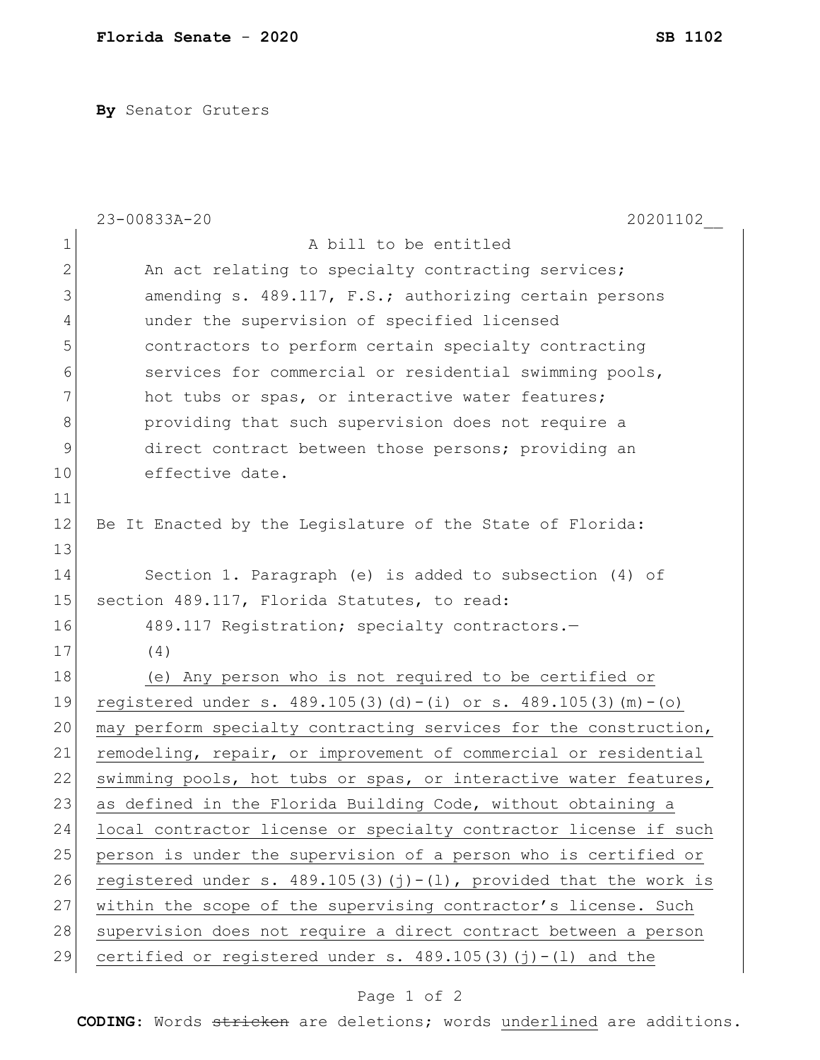**Florida Senate - 2020** **SB 1102**

**By** Senator Gruters

23-00833A-20 20201102__

A bill to be entitled

An act relating to specialty contracting services; amending s. 489.117, F.S.; authorizing certain persons under the supervision of specified licensed contractors to perform certain specialty contracting services for commercial or residential swimming pools, hot tubs or spas, or interactive water features; providing that such supervision does not require a direct contract between those persons; providing an effective date.

Be It Enacted by the Legislature of the State of Florida:

Section 1. Paragraph (e) is added to subsection (4) of section 489.117, Florida Statutes, to read:

489.117 Registration; specialty contractors.—

(4)

<u>(e) Any person who is not required to be certified or registered under s. 489.105(3)(d)-(i) or s. 489.105(3)(m)-(o) may perform specialty contracting services for the construction, remodeling, repair, or improvement of commercial or residential swimming pools, hot tubs or spas, or interactive water features, as defined in the Florida Building Code, without obtaining a local contractor license or specialty contractor license if such person is under the supervision of a person who is certified or registered under s. 489.105(3)(j)-(l), provided that the work is within the scope of the supervising contractor's license. Such supervision does not require a direct contract between a person certified or registered under s. 489.105(3)(j)-(l) and the</u>

**CODING:** Words ~~stricken~~ are deletions; words <u>underlined</u> are additions.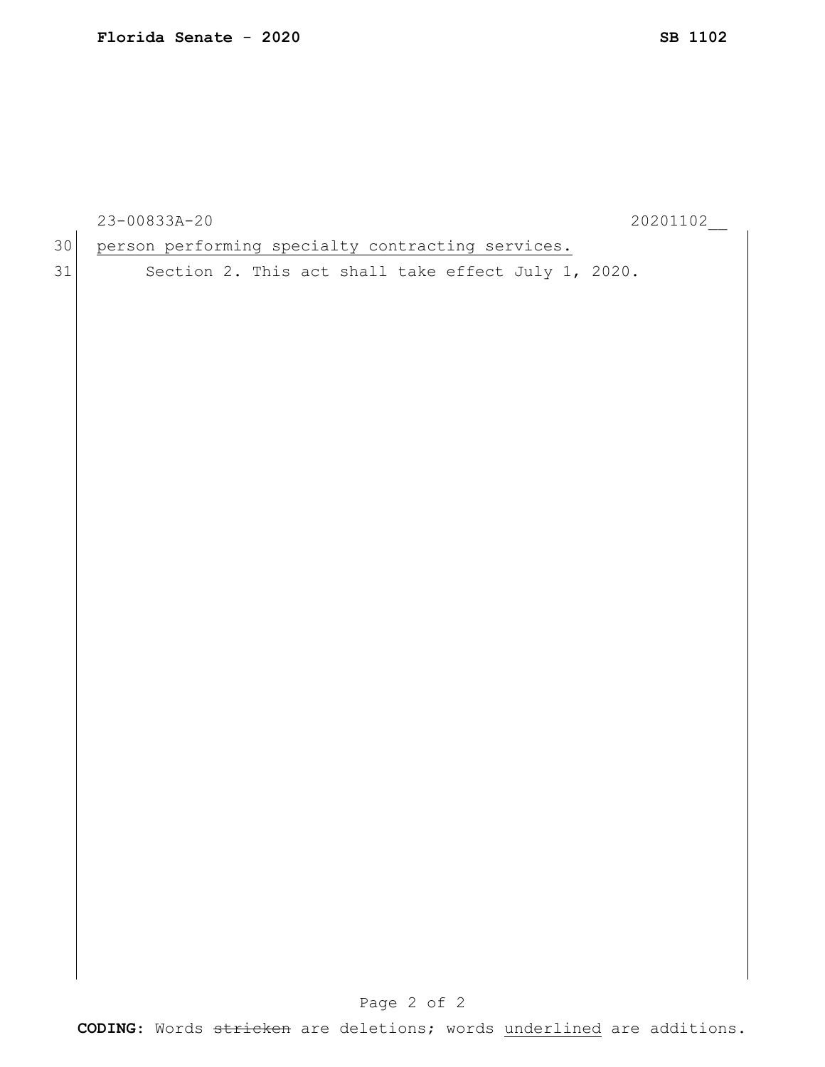person performing specialty contracting services.

Section 2. This act shall take effect July 1, 2020.

**CODING:** Words ~~stricken~~ are deletions; words underlined are additions.